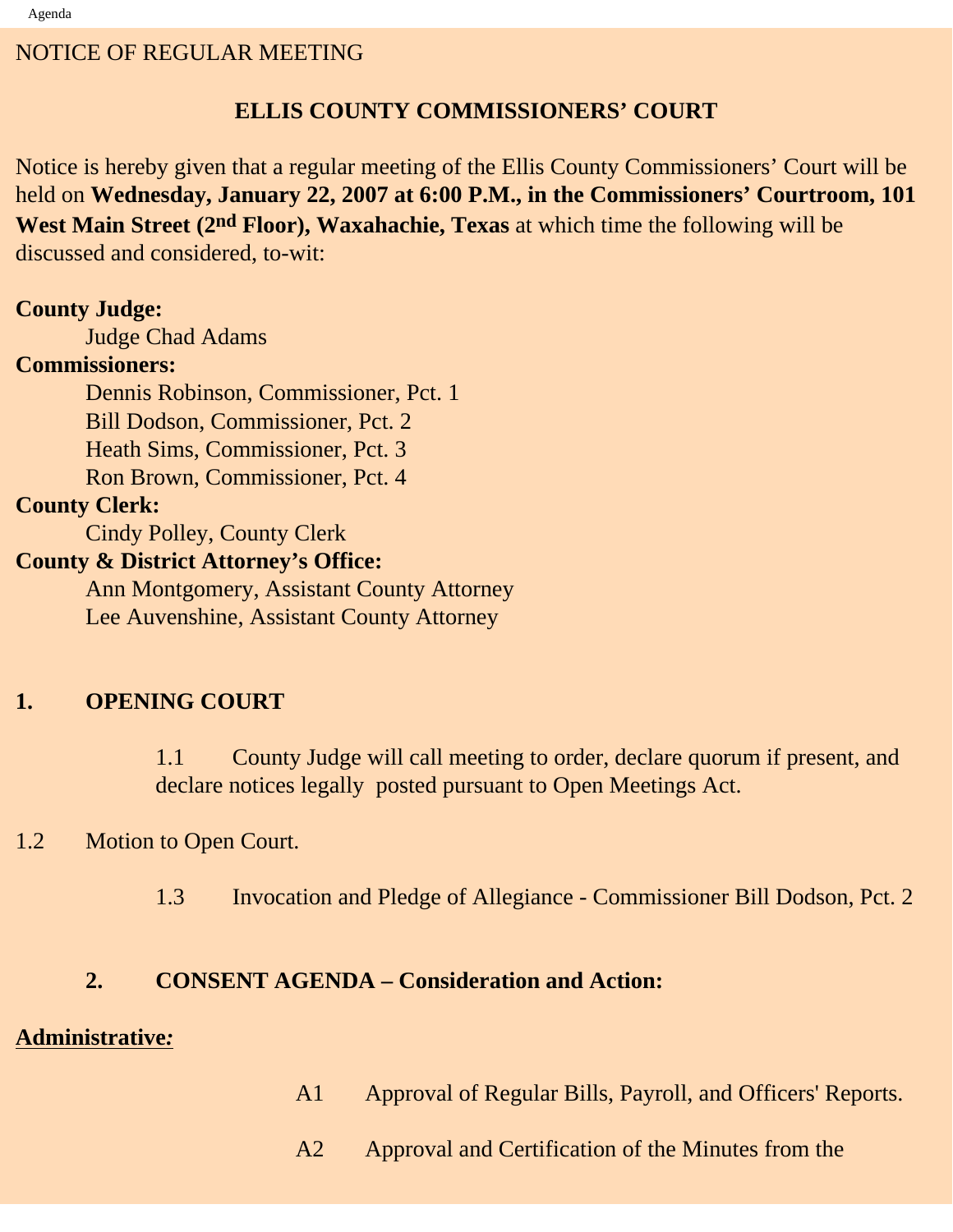NOTICE OF REGULAR MEETING

## ELLIS COUNTY COMMISSIONERS' COURT

Notice is hereby given that a regular meeting of the Ellis County Commissioners' Court will be held on **Wednesday, January 22, 2007 at 6:00 P.M., in the Commissioners' Courtroom, 101 West Main Street (2nd Floor), Waxahachie, Texas** at which time the following will be discussed and considered, to-wit:

**County Judge:**
Judge Chad Adams

**Commissioners:**
Dennis Robinson, Commissioner, Pct. 1
Bill Dodson, Commissioner, Pct. 2
Heath Sims, Commissioner, Pct. 3
Ron Brown, Commissioner, Pct. 4

**County Clerk:**
Cindy Polley, County Clerk

**County & District Attorney's Office:**
Ann Montgomery, Assistant County Attorney
Lee Auvenshine, Assistant County Attorney

**1. OPENING COURT**

1.1 County Judge will call meeting to order, declare quorum if present, and declare notices legally posted pursuant to Open Meetings Act.

1.2 Motion to Open Court.

1.3 Invocation and Pledge of Allegiance - Commissioner Bill Dodson, Pct. 2

**2. CONSENT AGENDA – Consideration and Action:**

**Administrative:**

A1 Approval of Regular Bills, Payroll, and Officers' Reports.

A2 Approval and Certification of the Minutes from the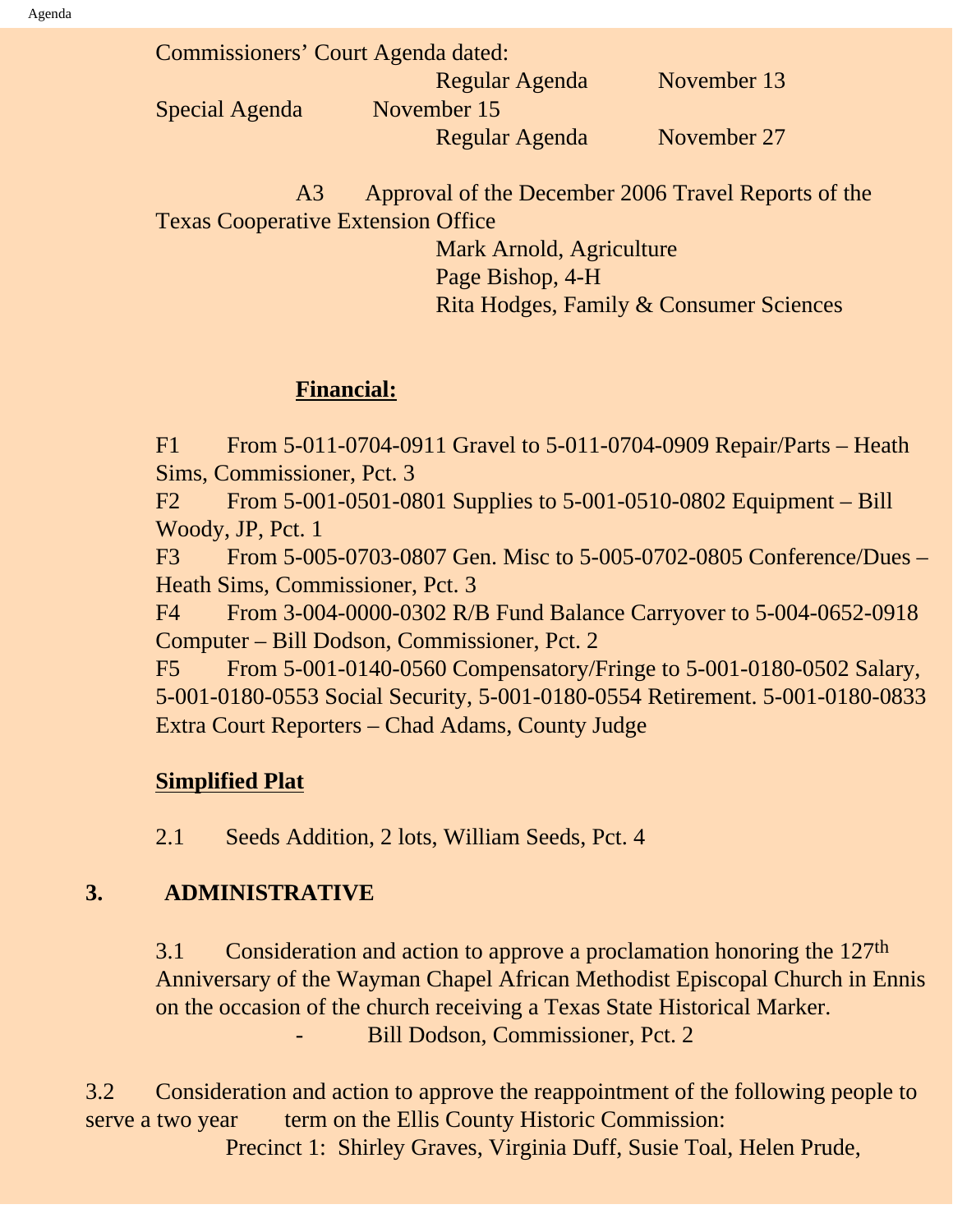Commissioners' Court Agenda dated:

Regular Agenda November 13

Special Agenda November 15

Regular Agenda November 27

A3 Approval of the December 2006 Travel Reports of the Texas Cooperative Extension Office

Mark Arnold, Agriculture

Page Bishop, 4-H

Rita Hodges, Family & Consumer Sciences

**Financial:**

F1 From 5-011-0704-0911 Gravel to 5-011-0704-0909 Repair/Parts – Heath Sims, Commissioner, Pct. 3

F2 From 5-001-0501-0801 Supplies to 5-001-0510-0802 Equipment – Bill Woody, JP, Pct. 1

F3 From 5-005-0703-0807 Gen. Misc to 5-005-0702-0805 Conference/Dues – Heath Sims, Commissioner, Pct. 3

F4 From 3-004-0000-0302 R/B Fund Balance Carryover to 5-004-0652-0918 Computer – Bill Dodson, Commissioner, Pct. 2

F5 From 5-001-0140-0560 Compensatory/Fringe to 5-001-0180-0502 Salary, 5-001-0180-0553 Social Security, 5-001-0180-0554 Retirement. 5-001-0180-0833 Extra Court Reporters – Chad Adams, County Judge

**Simplified Plat**

2.1 Seeds Addition, 2 lots, William Seeds, Pct. 4

## 3. ADMINISTRATIVE

3.1 Consideration and action to approve a proclamation honoring the 127th Anniversary of the Wayman Chapel African Methodist Episcopal Church in Ennis on the occasion of the church receiving a Texas State Historical Marker.

- Bill Dodson, Commissioner, Pct. 2

3.2 Consideration and action to approve the reappointment of the following people to serve a two year term on the Ellis County Historic Commission:

Precinct 1: Shirley Graves, Virginia Duff, Susie Toal, Helen Prude,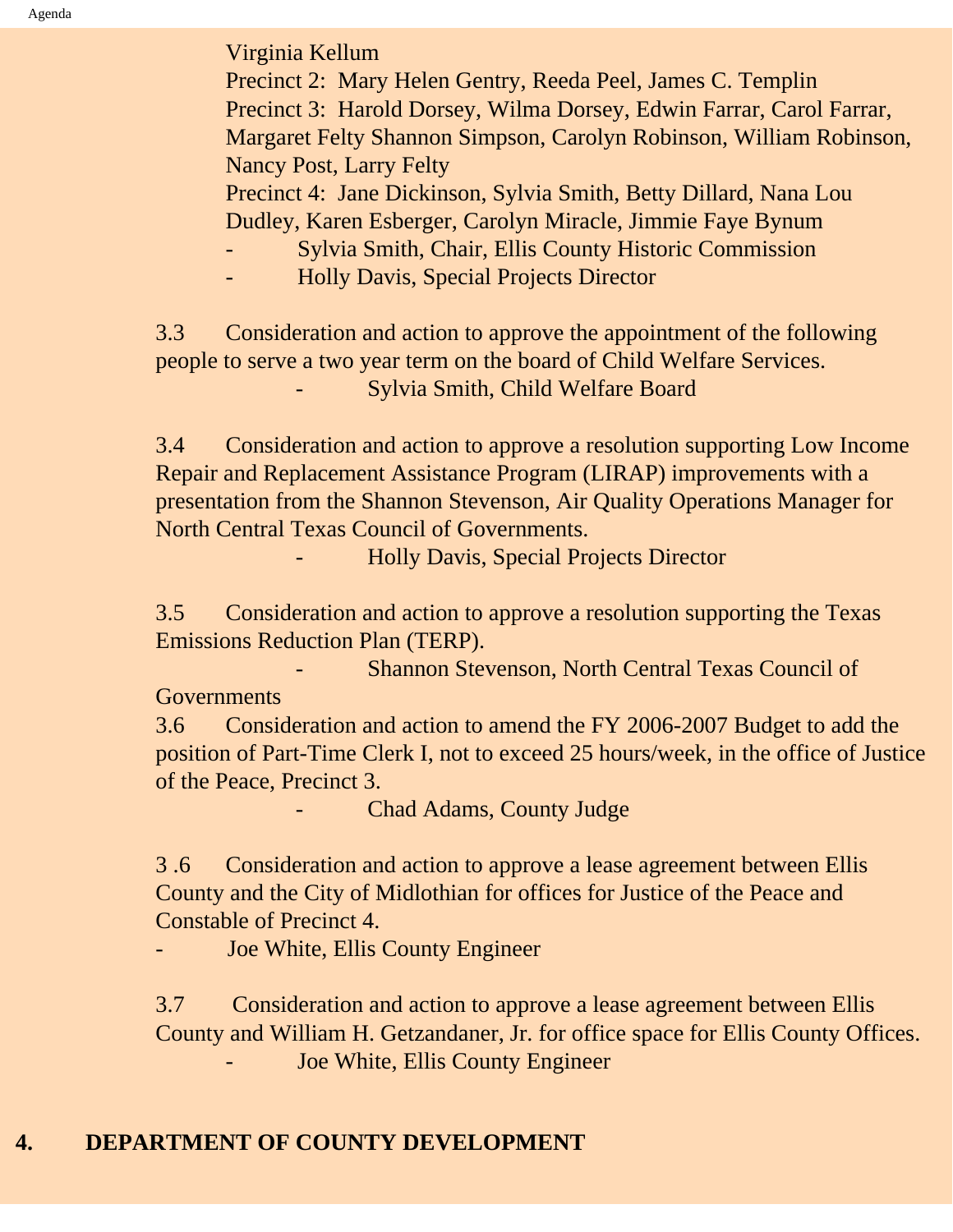Virginia Kellum
Precinct 2: Mary Helen Gentry, Reeda Peel, James C. Templin
Precinct 3: Harold Dorsey, Wilma Dorsey, Edwin Farrar, Carol Farrar, Margaret Felty Shannon Simpson, Carolyn Robinson, William Robinson, Nancy Post, Larry Felty
Precinct 4: Jane Dickinson, Sylvia Smith, Betty Dillard, Nana Lou Dudley, Karen Esberger, Carolyn Miracle, Jimmie Faye Bynum

- Sylvia Smith, Chair, Ellis County Historic Commission
- Holly Davis, Special Projects Director

3.3 Consideration and action to approve the appointment of the following people to serve a two year term on the board of Child Welfare Services.

- Sylvia Smith, Child Welfare Board

3.4 Consideration and action to approve a resolution supporting Low Income Repair and Replacement Assistance Program (LIRAP) improvements with a presentation from the Shannon Stevenson, Air Quality Operations Manager for North Central Texas Council of Governments.

- Holly Davis, Special Projects Director

3.5 Consideration and action to approve a resolution supporting the Texas Emissions Reduction Plan (TERP).

- Shannon Stevenson, North Central Texas Council of Governments

3.6 Consideration and action to amend the FY 2006-2007 Budget to add the position of Part-Time Clerk I, not to exceed 25 hours/week, in the office of Justice of the Peace, Precinct 3.

- Chad Adams, County Judge

3 .6 Consideration and action to approve a lease agreement between Ellis County and the City of Midlothian for offices for Justice of the Peace and Constable of Precinct 4.

- Joe White, Ellis County Engineer

3.7 Consideration and action to approve a lease agreement between Ellis County and William H. Getzandaner, Jr. for office space for Ellis County Offices.

- Joe White, Ellis County Engineer

## 4. DEPARTMENT OF COUNTY DEVELOPMENT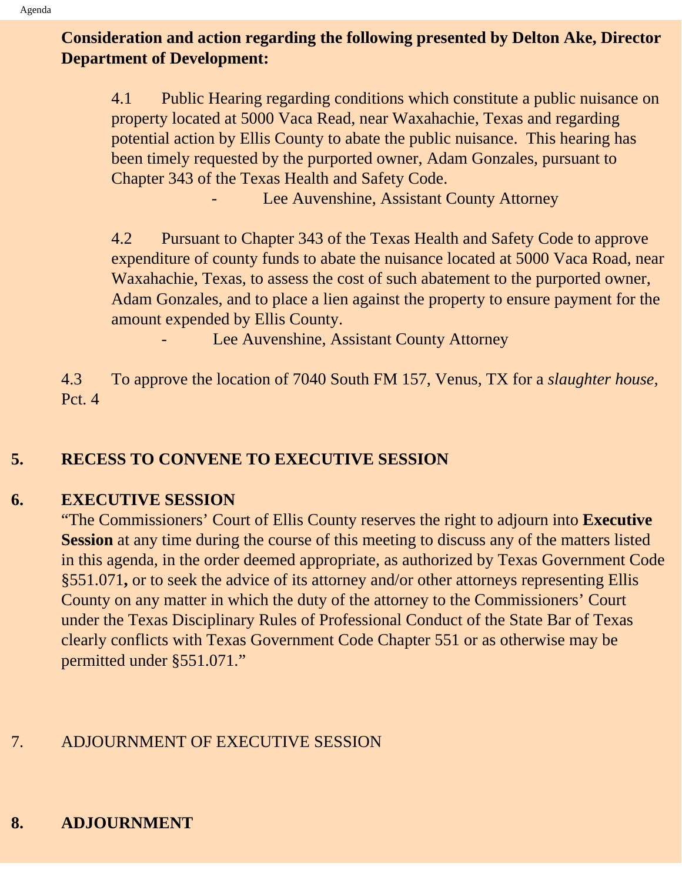**Consideration and action regarding the following presented by Delton Ake, Director Department of Development:**

4.1 Public Hearing regarding conditions which constitute a public nuisance on property located at 5000 Vaca Road, near Waxahachie, Texas and regarding potential action by Ellis County to abate the public nuisance. This hearing has been timely requested by the purported owner, Adam Gonzales, pursuant to Chapter 343 of the Texas Health and Safety Code.

- Lee Auvenshine, Assistant County Attorney

4.2 Pursuant to Chapter 343 of the Texas Health and Safety Code to approve expenditure of county funds to abate the nuisance located at 5000 Vaca Road, near Waxahachie, Texas, to assess the cost of such abatement to the purported owner, Adam Gonzales, and to place a lien against the property to ensure payment for the amount expended by Ellis County.

- Lee Auvenshine, Assistant County Attorney

4.3 To approve the location of 7040 South FM 157, Venus, TX for a *slaughter house,* Pct. 4

**5. RECESS TO CONVENE TO EXECUTIVE SESSION**

**6. EXECUTIVE SESSION**

"The Commissioners' Court of Ellis County reserves the right to adjourn into **Executive Session** at any time during the course of this meeting to discuss any of the matters listed in this agenda, in the order deemed appropriate, as authorized by Texas Government Code §551.071**,** or to seek the advice of its attorney and/or other attorneys representing Ellis County on any matter in which the duty of the attorney to the Commissioners' Court under the Texas Disciplinary Rules of Professional Conduct of the State Bar of Texas clearly conflicts with Texas Government Code Chapter 551 or as otherwise may be permitted under §551.071."

7. ADJOURNMENT OF EXECUTIVE SESSION

**8. ADJOURNMENT**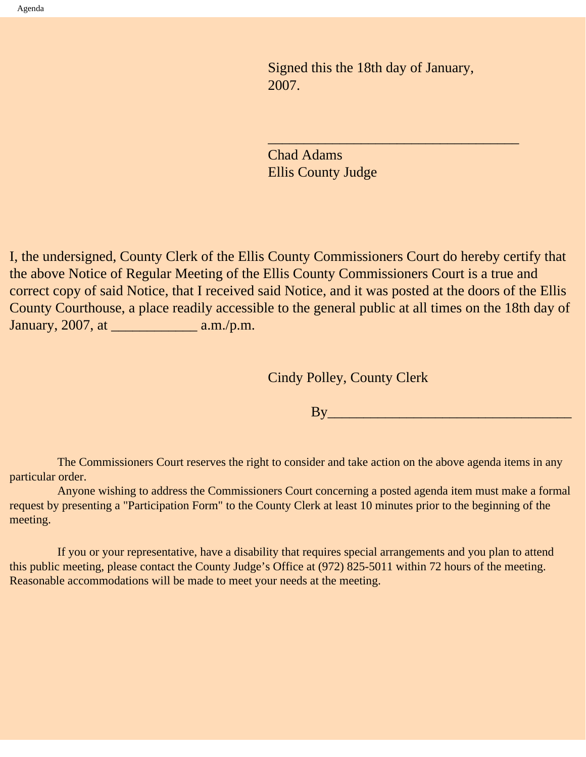Signed this the 18th day of January, 2007.

\_\_\_\_\_\_\_\_\_\_\_\_\_\_\_\_\_\_\_\_\_\_\_\_\_\_\_\_\_\_\_\_\_\_\_
Chad Adams
Ellis County Judge

I, the undersigned, County Clerk of the Ellis County Commissioners Court do hereby certify that the above Notice of Regular Meeting of the Ellis County Commissioners Court is a true and correct copy of said Notice, that I received said Notice, and it was posted at the doors of the Ellis County Courthouse, a place readily accessible to the general public at all times on the 18th day of January, 2007, at \_\_\_\_\_\_\_\_\_\_\_\_ a.m./p.m.

Cindy Polley, County Clerk

By\_\_\_\_\_\_\_\_\_\_\_\_\_\_\_\_\_\_\_\_\_\_\_\_\_\_\_\_\_\_\_\_\_\_

The Commissioners Court reserves the right to consider and take action on the above agenda items in any particular order.

Anyone wishing to address the Commissioners Court concerning a posted agenda item must make a formal request by presenting a "Participation Form" to the County Clerk at least 10 minutes prior to the beginning of the meeting.

If you or your representative, have a disability that requires special arrangements and you plan to attend this public meeting, please contact the County Judge's Office at (972) 825-5011 within 72 hours of the meeting. Reasonable accommodations will be made to meet your needs at the meeting.